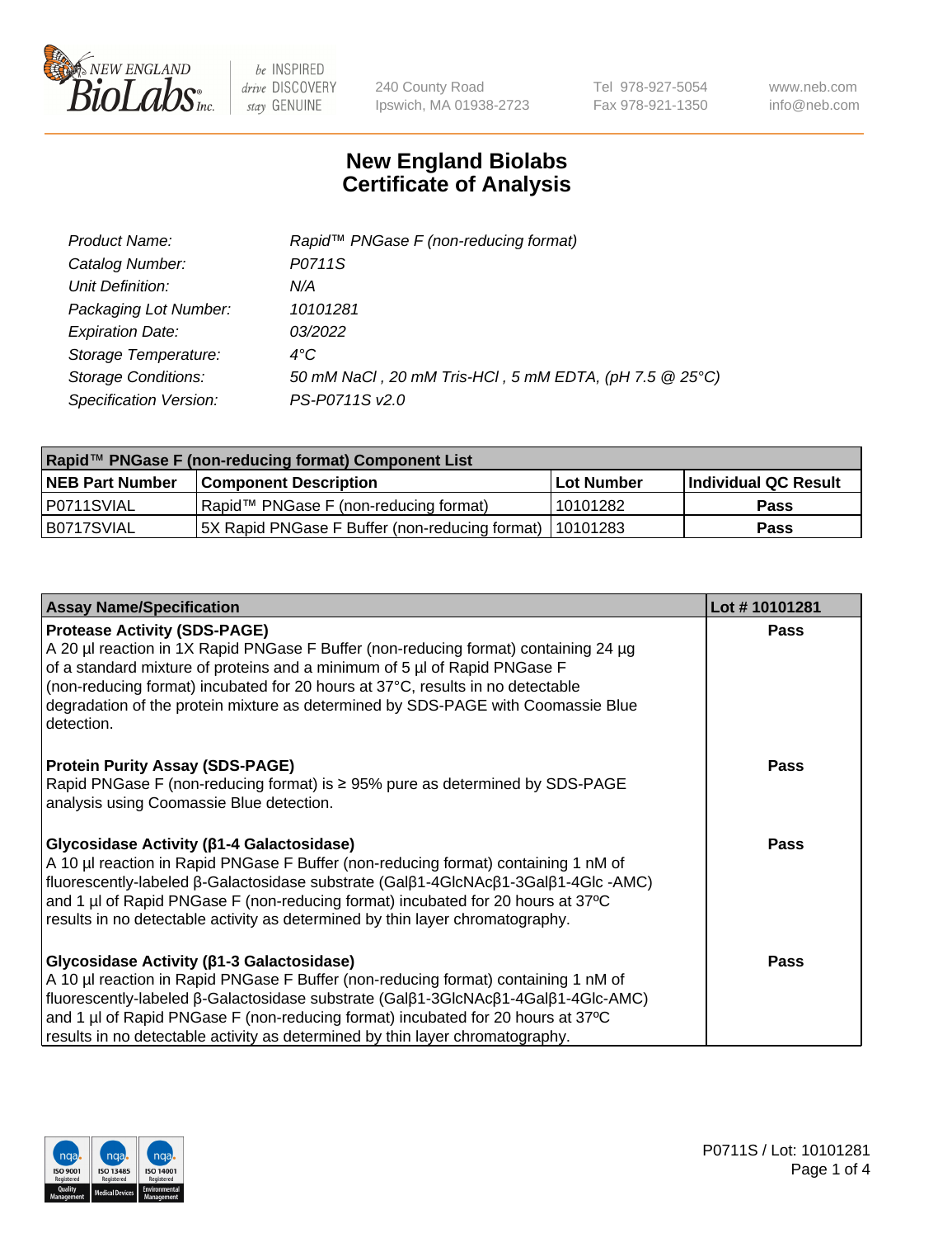# New England Biolabs Certificate of Analysis

| | |
|---|---|
| *Product Name:* | *Rapid™ PNGase F (non-reducing format)* |
| *Catalog Number:* | *P0711S* |
| *Unit Definition:* | *N/A* |
| *Packaging Lot Number:* | *10101281* |
| *Expiration Date:* | *03/2022* |
| *Storage Temperature:* | *4°C* |
| *Storage Conditions:* | *50 mM NaCl , 20 mM Tris-HCl , 5 mM EDTA, (pH 7.5 @ 25°C)* |
| *Specification Version:* | *PS-P0711S v2.0* |

| Rapid™ PNGase F (non-reducing format) Component List | | | |
|---|---|---|---|
| **NEB Part Number** | **Component Description** | **Lot Number** | **Individual QC Result** |
| P0711SVIAL | Rapid™ PNGase F (non-reducing format) | 10101282 | **Pass** |
| B0717SVIAL | 5X Rapid PNGase F Buffer (non-reducing format) | 10101283 | **Pass** |

| Assay Name/Specification | Lot # 10101281 |
|---|---|
| **Protease Activity (SDS-PAGE)** A 20 µl reaction in 1X Rapid PNGase F Buffer (non-reducing format) containing 24 µg of a standard mixture of proteins and a minimum of 5 µl of Rapid PNGase F (non-reducing format) incubated for 20 hours at 37°C, results in no detectable degradation of the protein mixture as determined by SDS-PAGE with Coomassie Blue detection. | **Pass** |
| **Protein Purity Assay (SDS-PAGE)** Rapid PNGase F (non-reducing format) is ≥ 95% pure as determined by SDS-PAGE analysis using Coomassie Blue detection. | **Pass** |
| **Glycosidase Activity (β1-4 Galactosidase)** A 10 µl reaction in Rapid PNGase F Buffer (non-reducing format) containing 1 nM of fluorescently-labeled β-Galactosidase substrate (Galβ1-4GlcNAcβ1-3Galβ1-4Glc -AMC) and 1 µl of Rapid PNGase F (non-reducing format) incubated for 20 hours at 37ºC results in no detectable activity as determined by thin layer chromatography. | **Pass** |
| **Glycosidase Activity (β1-3 Galactosidase)** A 10 µl reaction in Rapid PNGase F Buffer (non-reducing format) containing 1 nM of fluorescently-labeled β-Galactosidase substrate (Galβ1-3GlcNAcβ1-4Galβ1-4Glc-AMC) and 1 µl of Rapid PNGase F (non-reducing format) incubated for 20 hours at 37ºC results in no detectable activity as determined by thin layer chromatography. | **Pass** |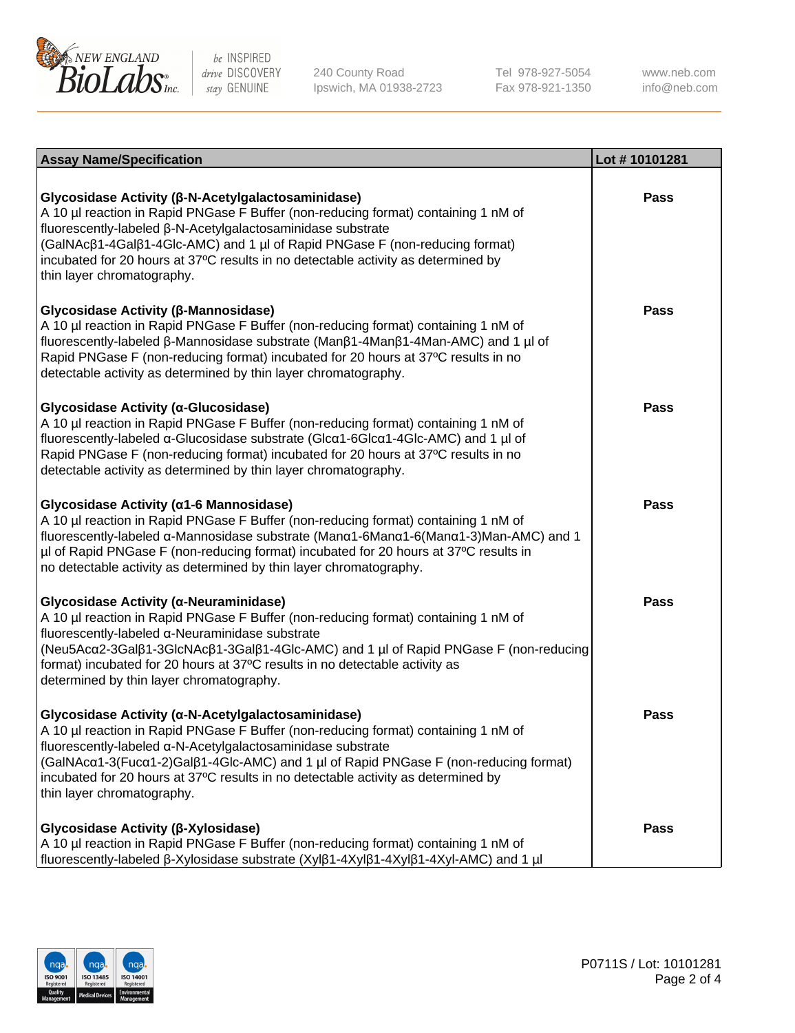| Assay Name/Specification | Lot # 10101281 |
| --- | --- |
| **Glycosidase Activity (β-N-Acetylgalactosaminidase)** A 10 µl reaction in Rapid PNGase F Buffer (non-reducing format) containing 1 nM of fluorescently-labeled β-N-Acetylgalactosaminidase substrate (GalNAcβ1-4Galβ1-4Glc-AMC) and 1 µl of Rapid PNGase F (non-reducing format) incubated for 20 hours at 37ºC results in no detectable activity as determined by thin layer chromatography. | Pass |
| **Glycosidase Activity (β-Mannosidase)** A 10 µl reaction in Rapid PNGase F Buffer (non-reducing format) containing 1 nM of fluorescently-labeled β-Mannosidase substrate (Manβ1-4Manβ1-4Man-AMC) and 1 µl of Rapid PNGase F (non-reducing format) incubated for 20 hours at 37ºC results in no detectable activity as determined by thin layer chromatography. | Pass |
| **Glycosidase Activity (α-Glucosidase)** A 10 µl reaction in Rapid PNGase F Buffer (non-reducing format) containing 1 nM of fluorescently-labeled α-Glucosidase substrate (Glcα1-6Glcα1-4Glc-AMC) and 1 µl of Rapid PNGase F (non-reducing format) incubated for 20 hours at 37ºC results in no detectable activity as determined by thin layer chromatography. | Pass |
| **Glycosidase Activity (α1-6 Mannosidase)** A 10 µl reaction in Rapid PNGase F Buffer (non-reducing format) containing 1 nM of fluorescently-labeled α-Mannosidase substrate (Manα1-6Manα1-6(Manα1-3)Man-AMC) and 1 µl of Rapid PNGase F (non-reducing format) incubated for 20 hours at 37ºC results in no detectable activity as determined by thin layer chromatography. | Pass |
| **Glycosidase Activity (α-Neuraminidase)** A 10 µl reaction in Rapid PNGase F Buffer (non-reducing format) containing 1 nM of fluorescently-labeled α-Neuraminidase substrate (Neu5Acα2-3Galβ1-3GlcNAcβ1-3Galβ1-4Glc-AMC) and 1 µl of Rapid PNGase F (non-reducing format) incubated for 20 hours at 37ºC results in no detectable activity as determined by thin layer chromatography. | Pass |
| **Glycosidase Activity (α-N-Acetylgalactosaminidase)** A 10 µl reaction in Rapid PNGase F Buffer (non-reducing format) containing 1 nM of fluorescently-labeled α-N-Acetylgalactosaminidase substrate (GalNAcα1-3(Fucα1-2)Galβ1-4Glc-AMC) and 1 µl of Rapid PNGase F (non-reducing format) incubated for 20 hours at 37ºC results in no detectable activity as determined by thin layer chromatography. | Pass |
| **Glycosidase Activity (β-Xylosidase)** A 10 µl reaction in Rapid PNGase F Buffer (non-reducing format) containing 1 nM of fluorescently-labeled β-Xylosidase substrate (Xylβ1-4Xylβ1-4Xylβ1-4Xyl-AMC) and 1 µl | Pass |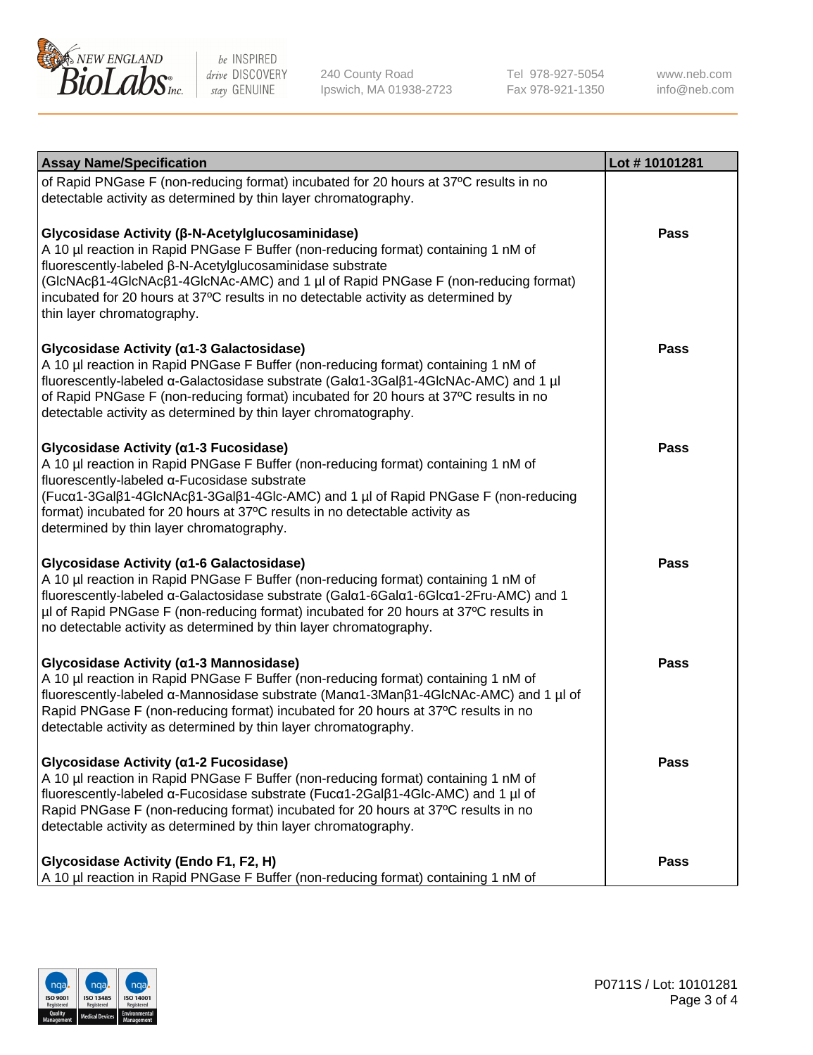| Assay Name/Specification | Lot # 10101281 |
| --- | --- |
| of Rapid PNGase F (non-reducing format) incubated for 20 hours at 37ºC results in no detectable activity as determined by thin layer chromatography. | |
| **Glycosidase Activity (β-N-Acetylglucosaminidase)**<br>A 10 µl reaction in Rapid PNGase F Buffer (non-reducing format) containing 1 nM of fluorescently-labeled β-N-Acetylglucosaminidase substrate (GlcNAcβ1-4GlcNAcβ1-4GlcNAc-AMC) and 1 µl of Rapid PNGase F (non-reducing format) incubated for 20 hours at 37ºC results in no detectable activity as determined by thin layer chromatography. | Pass |
| **Glycosidase Activity (α1-3 Galactosidase)**<br>A 10 µl reaction in Rapid PNGase F Buffer (non-reducing format) containing 1 nM of fluorescently-labeled α-Galactosidase substrate (Galα1-3Galβ1-4GlcNAc-AMC) and 1 µl of Rapid PNGase F (non-reducing format) incubated for 20 hours at 37ºC results in no detectable activity as determined by thin layer chromatography. | Pass |
| **Glycosidase Activity (α1-3 Fucosidase)**<br>A 10 µl reaction in Rapid PNGase F Buffer (non-reducing format) containing 1 nM of fluorescently-labeled α-Fucosidase substrate (Fucα1-3Galβ1-4GlcNAcβ1-3Galβ1-4Glc-AMC) and 1 µl of Rapid PNGase F (non-reducing format) incubated for 20 hours at 37ºC results in no detectable activity as determined by thin layer chromatography. | Pass |
| **Glycosidase Activity (α1-6 Galactosidase)**<br>A 10 µl reaction in Rapid PNGase F Buffer (non-reducing format) containing 1 nM of fluorescently-labeled α-Galactosidase substrate (Galα1-6Galα1-6Glcα1-2Fru-AMC) and 1 µl of Rapid PNGase F (non-reducing format) incubated for 20 hours at 37ºC results in no detectable activity as determined by thin layer chromatography. | Pass |
| **Glycosidase Activity (α1-3 Mannosidase)**<br>A 10 µl reaction in Rapid PNGase F Buffer (non-reducing format) containing 1 nM of fluorescently-labeled α-Mannosidase substrate (Manα1-3Manβ1-4GlcNAc-AMC) and 1 µl of Rapid PNGase F (non-reducing format) incubated for 20 hours at 37ºC results in no detectable activity as determined by thin layer chromatography. | Pass |
| **Glycosidase Activity (α1-2 Fucosidase)**<br>A 10 µl reaction in Rapid PNGase F Buffer (non-reducing format) containing 1 nM of fluorescently-labeled α-Fucosidase substrate (Fucα1-2Galβ1-4Glc-AMC) and 1 µl of Rapid PNGase F (non-reducing format) incubated for 20 hours at 37ºC results in no detectable activity as determined by thin layer chromatography. | Pass |
| **Glycosidase Activity (Endo F1, F2, H)**<br>A 10 µl reaction in Rapid PNGase F Buffer (non-reducing format) containing 1 nM of | Pass |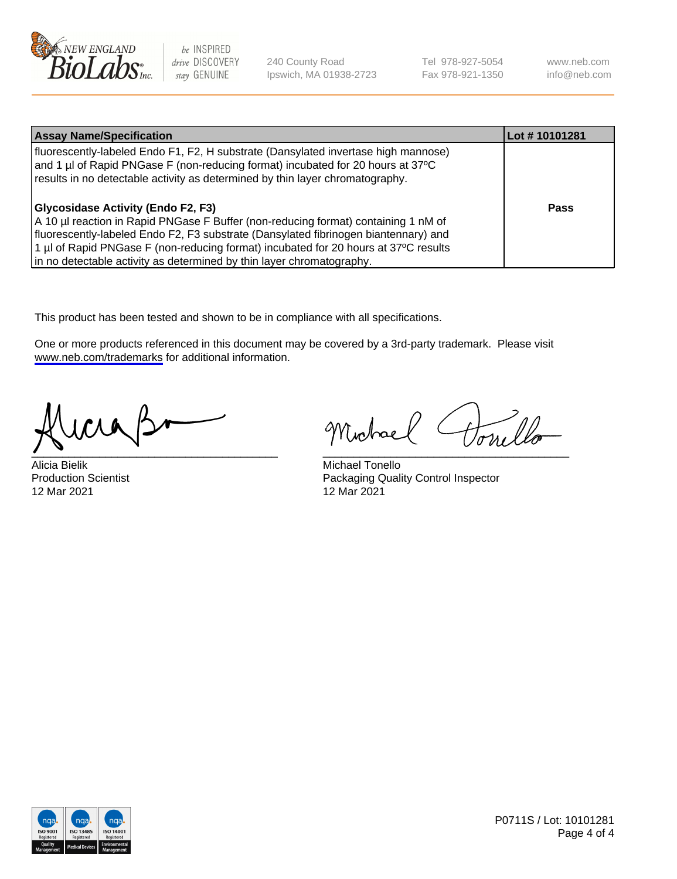| Assay Name/Specification | Lot # 10101281 |
|---|---|
| fluorescently-labeled Endo F1, F2, H substrate (Dansylated invertase high mannose) and 1 µl of Rapid PNGase F (non-reducing format) incubated for 20 hours at 37ºC results in no detectable activity as determined by thin layer chromatography. | |
| **Glycosidase Activity (Endo F2, F3)**<br>A 10 µl reaction in Rapid PNGase F Buffer (non-reducing format) containing 1 nM of fluorescently-labeled Endo F2, F3 substrate (Dansylated fibrinogen biantennary) and 1 µl of Rapid PNGase F (non-reducing format) incubated for 20 hours at 37ºC results in no detectable activity as determined by thin layer chromatography. | **Pass** |

This product has been tested and shown to be in compliance with all specifications.

One or more products referenced in this document may be covered by a 3rd-party trademark. Please visit www.neb.com/trademarks for additional information.

Alicia Bielik
Production Scientist
12 Mar 2021

Michael Tonello
Packaging Quality Control Inspector
12 Mar 2021

P0711S / Lot: 10101281